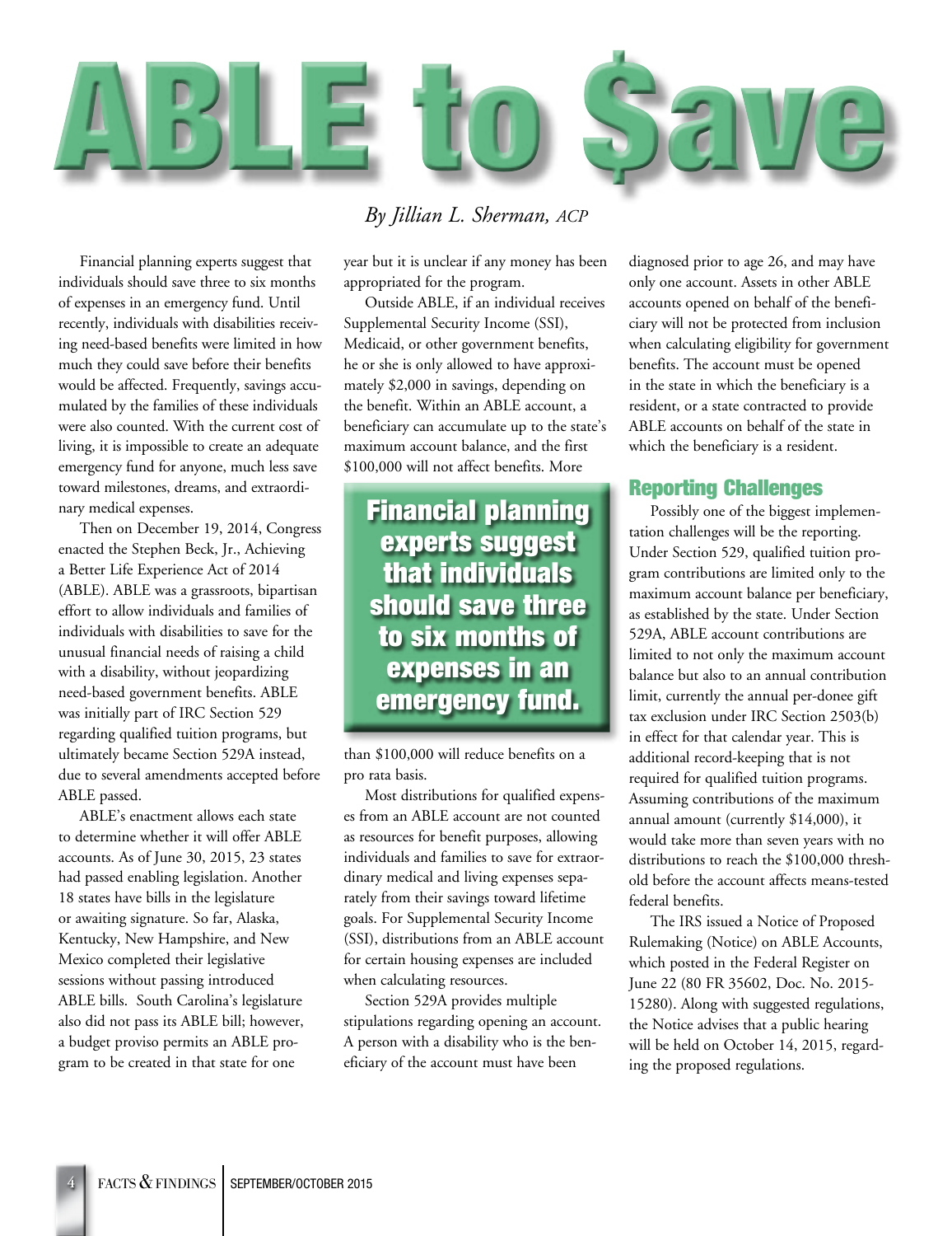# ABLE to $ave

*By Jillian L. Sherman, ACP*

Financial planning experts suggest that individuals should save three to six months of expenses in an emergency fund. Until recently, individuals with disabilities receiving need-based benefits were limited in how much they could save before their benefits would be affected. Frequently, savings accumulated by the families of these individuals were also counted. With the current cost of living, it is impossible to create an adequate emergency fund for anyone, much less save toward milestones, dreams, and extraordinary medical expenses.

Then on December 19, 2014, Congress enacted the Stephen Beck, Jr., Achieving a Better Life Experience Act of 2014 (ABLE). ABLE was a grassroots, bipartisan effort to allow individuals and families of individuals with disabilities to save for the unusual financial needs of raising a child with a disability, without jeopardizing need-based government benefits. ABLE was initially part of IRC Section 529 regarding qualified tuition programs, but ultimately became Section 529A instead, due to several amendments accepted before ABLE passed.

ABLE's enactment allows each state to determine whether it will offer ABLE accounts. As of June 30, 2015, 23 states had passed enabling legislation. Another 18 states have bills in the legislature or awaiting signature. So far, Alaska, Kentucky, New Hampshire, and New Mexico completed their legislative sessions without passing introduced ABLE bills. South Carolina's legislature also did not pass its ABLE bill; however, a budget proviso permits an ABLE program to be created in that state for one year but it is unclear if any money has been appropriated for the program.

Outside ABLE, if an individual receives Supplemental Security Income (SSI), Medicaid, or other government benefits, he or she is only allowed to have approximately $2,000 in savings, depending on the benefit. Within an ABLE account, a beneficiary can accumulate up to the state's maximum account balance, and the first $100,000 will not affect benefits. More than $100,000 will reduce benefits on a pro rata basis.

> **Financial planning experts suggest that individuals should save three to six months of expenses in an emergency fund.**

Most distributions for qualified expenses from an ABLE account are not counted as resources for benefit purposes, allowing individuals and families to save for extraordinary medical and living expenses separately from their savings toward lifetime goals. For Supplemental Security Income (SSI), distributions from an ABLE account for certain housing expenses are included when calculating resources.

Section 529A provides multiple stipulations regarding opening an account. A person with a disability who is the beneficiary of the account must have been diagnosed prior to age 26, and may have only one account. Assets in other ABLE accounts opened on behalf of the beneficiary will not be protected from inclusion when calculating eligibility for government benefits. The account must be opened in the state in which the beneficiary is a resident, or a state contracted to provide ABLE accounts on behalf of the state in which the beneficiary is a resident.

## Reporting Challenges

Possibly one of the biggest implementation challenges will be the reporting. Under Section 529, qualified tuition program contributions are limited only to the maximum account balance per beneficiary, as established by the state. Under Section 529A, ABLE account contributions are limited to not only the maximum account balance but also to an annual contribution limit, currently the annual per-donee gift tax exclusion under IRC Section 2503(b) in effect for that calendar year. This is additional record-keeping that is not required for qualified tuition programs. Assuming contributions of the maximum annual amount (currently $14,000), it would take more than seven years with no distributions to reach the $100,000 threshold before the account affects means-tested federal benefits.

The IRS issued a Notice of Proposed Rulemaking (Notice) on ABLE Accounts, which posted in the Federal Register on June 22 (80 FR 35602, Doc. No. 2015-15280). Along with suggested regulations, the Notice advises that a public hearing will be held on October 14, 2015, regarding the proposed regulations.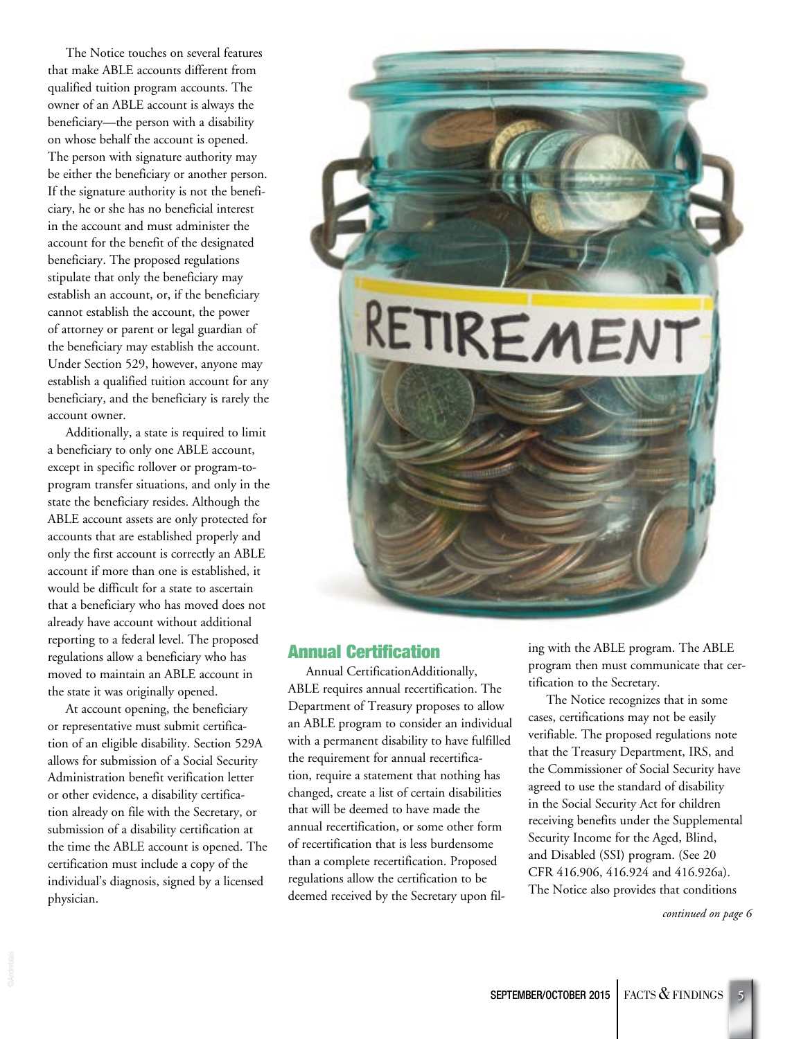The Notice touches on several features that make ABLE accounts different from qualified tuition program accounts. The owner of an ABLE account is always the beneficiary—the person with a disability on whose behalf the account is opened. The person with signature authority may be either the beneficiary or another person. If the signature authority is not the beneficiary, he or she has no beneficial interest in the account and must administer the account for the benefit of the designated beneficiary. The proposed regulations stipulate that only the beneficiary may establish an account, or, if the beneficiary cannot establish the account, the power of attorney or parent or legal guardian of the beneficiary may establish the account. Under Section 529, however, anyone may establish a qualified tuition account for any beneficiary, and the beneficiary is rarely the account owner.

Additionally, a state is required to limit a beneficiary to only one ABLE account, except in specific rollover or program-to-program transfer situations, and only in the state the beneficiary resides. Although the ABLE account assets are only protected for accounts that are established properly and only the first account is correctly an ABLE account if more than one is established, it would be difficult for a state to ascertain that a beneficiary who has moved does not already have account without additional reporting to a federal level. The proposed regulations allow a beneficiary who has moved to maintain an ABLE account in the state it was originally opened.

At account opening, the beneficiary or representative must submit certification of an eligible disability. Section 529A allows for submission of a Social Security Administration benefit verification letter or other evidence, a disability certification already on file with the Secretary, or submission of a disability certification at the time the ABLE account is opened. The certification must include a copy of the individual's diagnosis, signed by a licensed physician.

## Annual Certification

Annual CertificationAdditionally, ABLE requires annual recertification. The Department of Treasury proposes to allow an ABLE program to consider an individual with a permanent disability to have fulfilled the requirement for annual recertification, require a statement that nothing has changed, create a list of certain disabilities that will be deemed to have made the annual recertification, or some other form of recertification that is less burdensome than a complete recertification. Proposed regulations allow the certification to be deemed received by the Secretary upon filing with the ABLE program. The ABLE program then must communicate that certification to the Secretary.

The Notice recognizes that in some cases, certifications may not be easily verifiable. The proposed regulations note that the Treasury Department, IRS, and the Commissioner of Social Security have agreed to use the standard of disability in the Social Security Act for children receiving benefits under the Supplemental Security Income for the Aged, Blind, and Disabled (SSI) program. (See 20 CFR 416.906, 416.924 and 416.926a). The Notice also provides that conditions

*continued on page 6*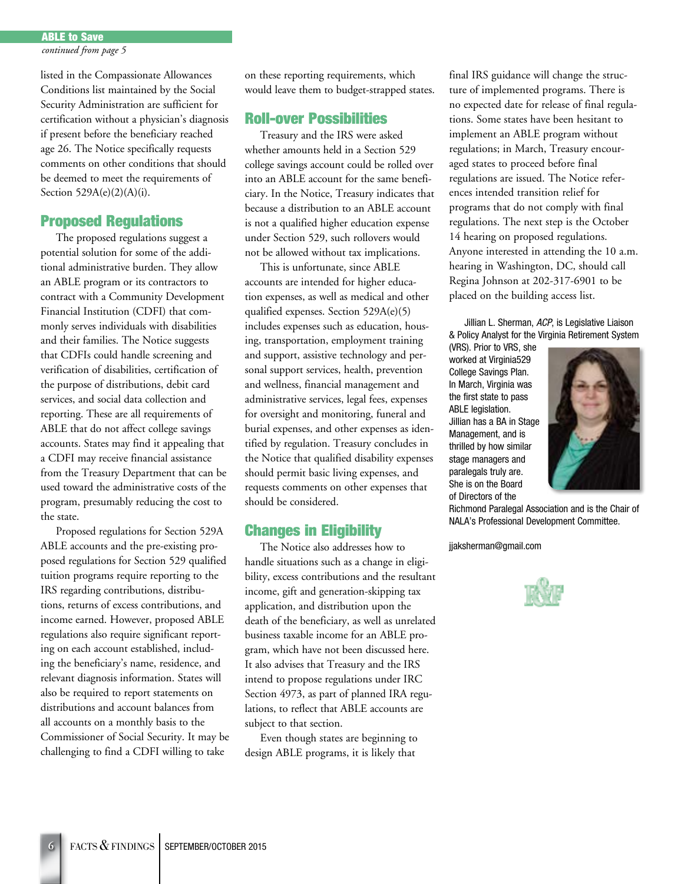**ABLE to Save**

*continued from page 5*

listed in the Compassionate Allowances Conditions list maintained by the Social Security Administration are sufficient for certification without a physician's diagnosis if present before the beneficiary reached age 26. The Notice specifically requests comments on other conditions that should be deemed to meet the requirements of Section 529A(e)(2)(A)(i).

## Proposed Regulations

The proposed regulations suggest a potential solution for some of the additional administrative burden. They allow an ABLE program or its contractors to contract with a Community Development Financial Institution (CDFI) that commonly serves individuals with disabilities and their families. The Notice suggests that CDFIs could handle screening and verification of disabilities, certification of the purpose of distributions, debit card services, and social data collection and reporting. These are all requirements of ABLE that do not affect college savings accounts. States may find it appealing that a CDFI may receive financial assistance from the Treasury Department that can be used toward the administrative costs of the program, presumably reducing the cost to the state.

Proposed regulations for Section 529A ABLE accounts and the pre-existing proposed regulations for Section 529 qualified tuition programs require reporting to the IRS regarding contributions, distributions, returns of excess contributions, and income earned. However, proposed ABLE regulations also require significant reporting on each account established, including the beneficiary's name, residence, and relevant diagnosis information. States will also be required to report statements on distributions and account balances from all accounts on a monthly basis to the Commissioner of Social Security. It may be challenging to find a CDFI willing to take on these reporting requirements, which would leave them to budget-strapped states.

## Roll-over Possibilities

Treasury and the IRS were asked whether amounts held in a Section 529 college savings account could be rolled over into an ABLE account for the same beneficiary. In the Notice, Treasury indicates that because a distribution to an ABLE account is not a qualified higher education expense under Section 529, such rollovers would not be allowed without tax implications.

This is unfortunate, since ABLE accounts are intended for higher education expenses, as well as medical and other qualified expenses. Section 529A(e)(5) includes expenses such as education, housing, transportation, employment training and support, assistive technology and personal support services, health, prevention and wellness, financial management and administrative services, legal fees, expenses for oversight and monitoring, funeral and burial expenses, and other expenses as identified by regulation. Treasury concludes in the Notice that qualified disability expenses should permit basic living expenses, and requests comments on other expenses that should be considered.

## Changes in Eligibility

The Notice also addresses how to handle situations such as a change in eligibility, excess contributions and the resultant income, gift and generation-skipping tax application, and distribution upon the death of the beneficiary, as well as unrelated business taxable income for an ABLE program, which have not been discussed here. It also advises that Treasury and the IRS intend to propose regulations under IRC Section 4973, as part of planned IRA regulations, to reflect that ABLE accounts are subject to that section.

Even though states are beginning to design ABLE programs, it is likely that final IRS guidance will change the structure of implemented programs. There is no expected date for release of final regulations. Some states have been hesitant to implement an ABLE program without regulations; in March, Treasury encouraged states to proceed before final regulations are issued. The Notice references intended transition relief for programs that do not comply with final regulations. The next step is the October 14 hearing on proposed regulations. Anyone interested in attending the 10 a.m. hearing in Washington, DC, should call Regina Johnson at 202-317-6901 to be placed on the building access list.

Jillian L. Sherman, *ACP*, is Legislative Liaison & Policy Analyst for the Virginia Retirement System (VRS). Prior to VRS, she worked at Virginia529 College Savings Plan. In March, Virginia was the first state to pass ABLE legislation. Jillian has a BA in Stage Management, and is thrilled by how similar stage managers and paralegals truly are. She is on the Board of Directors of the Richmond Paralegal Association and is the Chair of NALA's Professional Development Committee.

jjaksherman@gmail.com